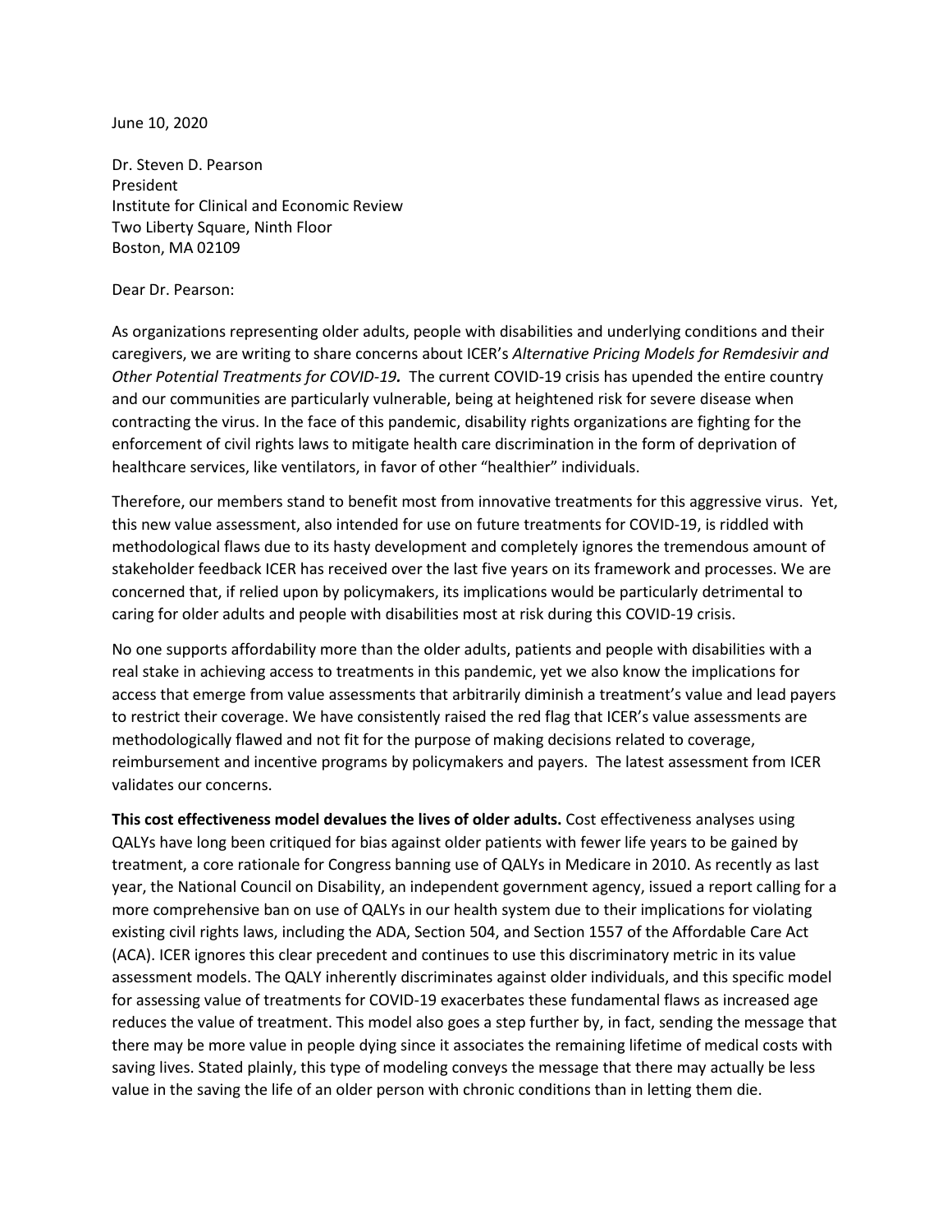June 10, 2020

Dr. Steven D. Pearson
President
Institute for Clinical and Economic Review
Two Liberty Square, Ninth Floor
Boston, MA 02109

Dear Dr. Pearson:

As organizations representing older adults, people with disabilities and underlying conditions and their caregivers, we are writing to share concerns about ICER's *Alternative Pricing Models for Remdesivir and Other Potential Treatments for COVID-19.* The current COVID-19 crisis has upended the entire country and our communities are particularly vulnerable, being at heightened risk for severe disease when contracting the virus. In the face of this pandemic, disability rights organizations are fighting for the enforcement of civil rights laws to mitigate health care discrimination in the form of deprivation of healthcare services, like ventilators, in favor of other "healthier" individuals.

Therefore, our members stand to benefit most from innovative treatments for this aggressive virus. Yet, this new value assessment, also intended for use on future treatments for COVID-19, is riddled with methodological flaws due to its hasty development and completely ignores the tremendous amount of stakeholder feedback ICER has received over the last five years on its framework and processes. We are concerned that, if relied upon by policymakers, its implications would be particularly detrimental to caring for older adults and people with disabilities most at risk during this COVID-19 crisis.

No one supports affordability more than the older adults, patients and people with disabilities with a real stake in achieving access to treatments in this pandemic, yet we also know the implications for access that emerge from value assessments that arbitrarily diminish a treatment's value and lead payers to restrict their coverage. We have consistently raised the red flag that ICER's value assessments are methodologically flawed and not fit for the purpose of making decisions related to coverage, reimbursement and incentive programs by policymakers and payers. The latest assessment from ICER validates our concerns.

**This cost effectiveness model devalues the lives of older adults.** Cost effectiveness analyses using QALYs have long been critiqued for bias against older patients with fewer life years to be gained by treatment, a core rationale for Congress banning use of QALYs in Medicare in 2010. As recently as last year, the National Council on Disability, an independent government agency, issued a report calling for a more comprehensive ban on use of QALYs in our health system due to their implications for violating existing civil rights laws, including the ADA, Section 504, and Section 1557 of the Affordable Care Act (ACA). ICER ignores this clear precedent and continues to use this discriminatory metric in its value assessment models. The QALY inherently discriminates against older individuals, and this specific model for assessing value of treatments for COVID-19 exacerbates these fundamental flaws as increased age reduces the value of treatment. This model also goes a step further by, in fact, sending the message that there may be more value in people dying since it associates the remaining lifetime of medical costs with saving lives. Stated plainly, this type of modeling conveys the message that there may actually be less value in the saving the life of an older person with chronic conditions than in letting them die.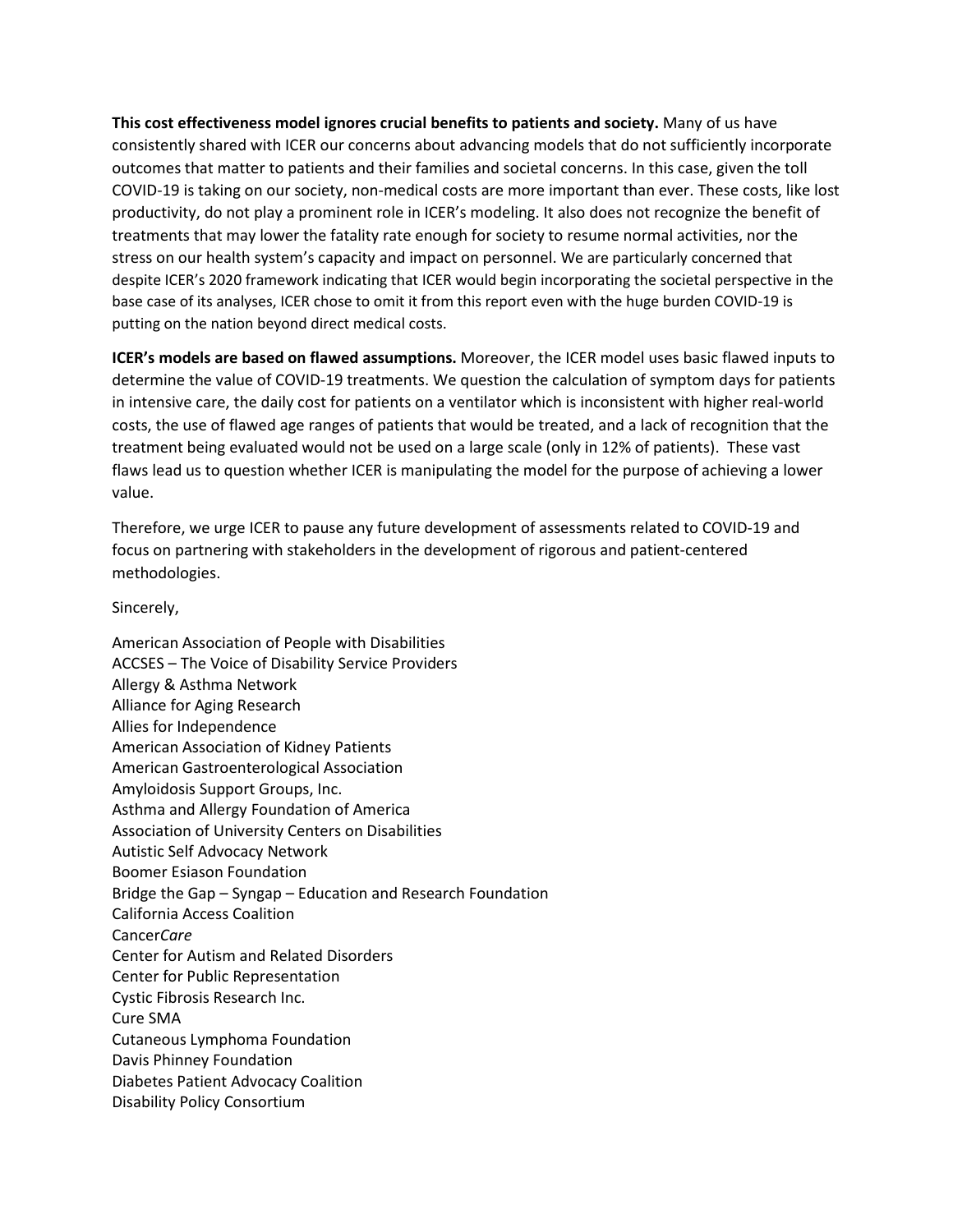**This cost effectiveness model ignores crucial benefits to patients and society.** Many of us have consistently shared with ICER our concerns about advancing models that do not sufficiently incorporate outcomes that matter to patients and their families and societal concerns. In this case, given the toll COVID-19 is taking on our society, non-medical costs are more important than ever. These costs, like lost productivity, do not play a prominent role in ICER's modeling. It also does not recognize the benefit of treatments that may lower the fatality rate enough for society to resume normal activities, nor the stress on our health system's capacity and impact on personnel. We are particularly concerned that despite ICER's 2020 framework indicating that ICER would begin incorporating the societal perspective in the base case of its analyses, ICER chose to omit it from this report even with the huge burden COVID-19 is putting on the nation beyond direct medical costs.

**ICER's models are based on flawed assumptions.** Moreover, the ICER model uses basic flawed inputs to determine the value of COVID-19 treatments. We question the calculation of symptom days for patients in intensive care, the daily cost for patients on a ventilator which is inconsistent with higher real-world costs, the use of flawed age ranges of patients that would be treated, and a lack of recognition that the treatment being evaluated would not be used on a large scale (only in 12% of patients). These vast flaws lead us to question whether ICER is manipulating the model for the purpose of achieving a lower value.

Therefore, we urge ICER to pause any future development of assessments related to COVID-19 and focus on partnering with stakeholders in the development of rigorous and patient-centered methodologies.

Sincerely,

American Association of People with Disabilities
ACCSES – The Voice of Disability Service Providers
Allergy & Asthma Network
Alliance for Aging Research
Allies for Independence
American Association of Kidney Patients
American Gastroenterological Association
Amyloidosis Support Groups, Inc.
Asthma and Allergy Foundation of America
Association of University Centers on Disabilities
Autistic Self Advocacy Network
Boomer Esiason Foundation
Bridge the Gap – Syngap – Education and Research Foundation
California Access Coalition
Cancer*Care*
Center for Autism and Related Disorders
Center for Public Representation
Cystic Fibrosis Research Inc.
Cure SMA
Cutaneous Lymphoma Foundation
Davis Phinney Foundation
Diabetes Patient Advocacy Coalition
Disability Policy Consortium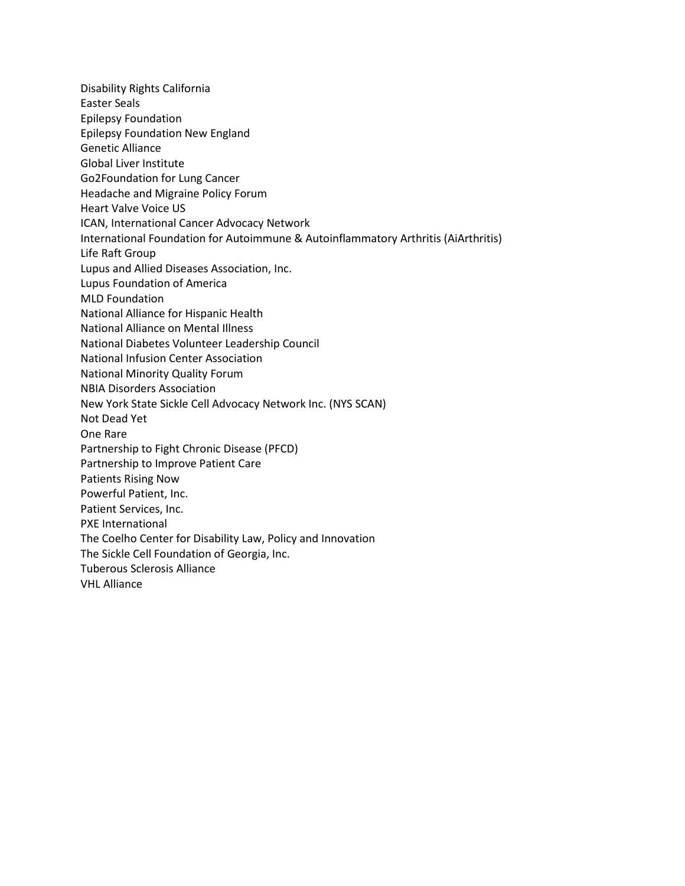Disability Rights California
Easter Seals
Epilepsy Foundation
Epilepsy Foundation New England
Genetic Alliance
Global Liver Institute
Go2Foundation for Lung Cancer
Headache and Migraine Policy Forum
Heart Valve Voice US
ICAN, International Cancer Advocacy Network
International Foundation for Autoimmune & Autoinflammatory Arthritis (AiArthritis)
Life Raft Group
Lupus and Allied Diseases Association, Inc.
Lupus Foundation of America
MLD Foundation
National Alliance for Hispanic Health
National Alliance on Mental Illness
National Diabetes Volunteer Leadership Council
National Infusion Center Association
National Minority Quality Forum
NBIA Disorders Association
New York State Sickle Cell Advocacy Network Inc. (NYS SCAN)
Not Dead Yet
One Rare
Partnership to Fight Chronic Disease (PFCD)
Partnership to Improve Patient Care
Patients Rising Now
Powerful Patient, Inc.
Patient Services, Inc.
PXE International
The Coelho Center for Disability Law, Policy and Innovation
The Sickle Cell Foundation of Georgia, Inc.
Tuberous Sclerosis Alliance
VHL Alliance